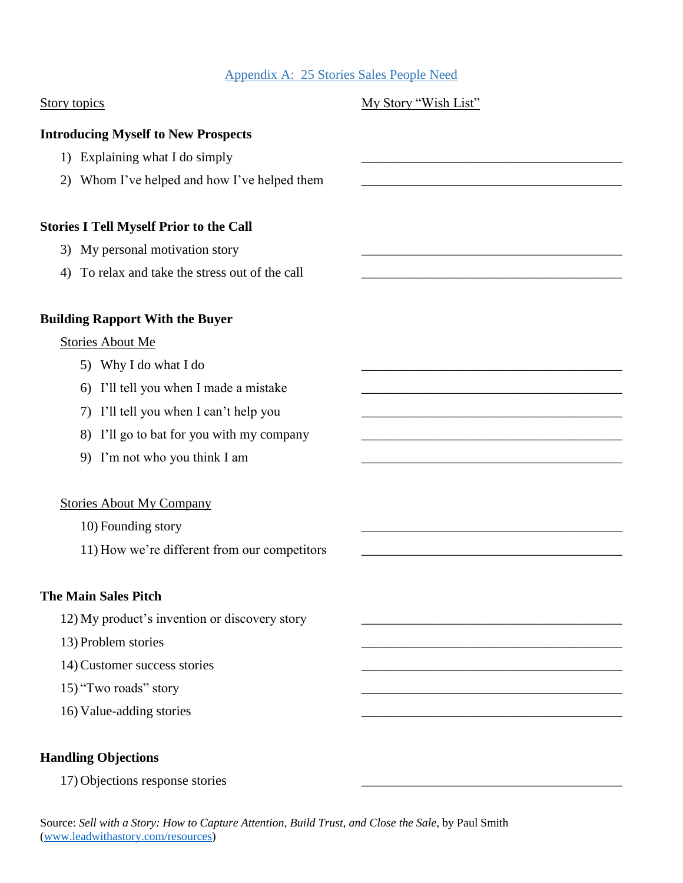## Appendix A: 25 Stories Sales People Need

| Story topics | My Story "Wish List" |
|---|---|
| **Introducing Myself to New Prospects** | |
| 1) Explaining what I do simply | ________________ |
| 2) Whom I've helped and how I've helped them | ________________ |
| **Stories I Tell Myself Prior to the Call** | |
| 3) My personal motivation story | ________________ |
| 4) To relax and take the stress out of the call | ________________ |
| **Building Rapport With the Buyer** | |
| Stories About Me | |
| 5) Why I do what I do | ________________ |
| 6) I'll tell you when I made a mistake | ________________ |
| 7) I'll tell you when I can't help you | ________________ |
| 8) I'll go to bat for you with my company | ________________ |
| 9) I'm not who you think I am | ________________ |
| Stories About My Company | |
| 10) Founding story | ________________ |
| 11) How we're different from our competitors | ________________ |
| **The Main Sales Pitch** | |
| 12) My product's invention or discovery story | ________________ |
| 13) Problem stories | ________________ |
| 14) Customer success stories | ________________ |
| 15) "Two roads" story | ________________ |
| 16) Value-adding stories | ________________ |
| **Handling Objections** | |
| 17) Objections response stories | ________________ |

Source: *Sell with a Story: How to Capture Attention, Build Trust, and Close the Sale,* by Paul Smith (www.leadwithastory.com/resources)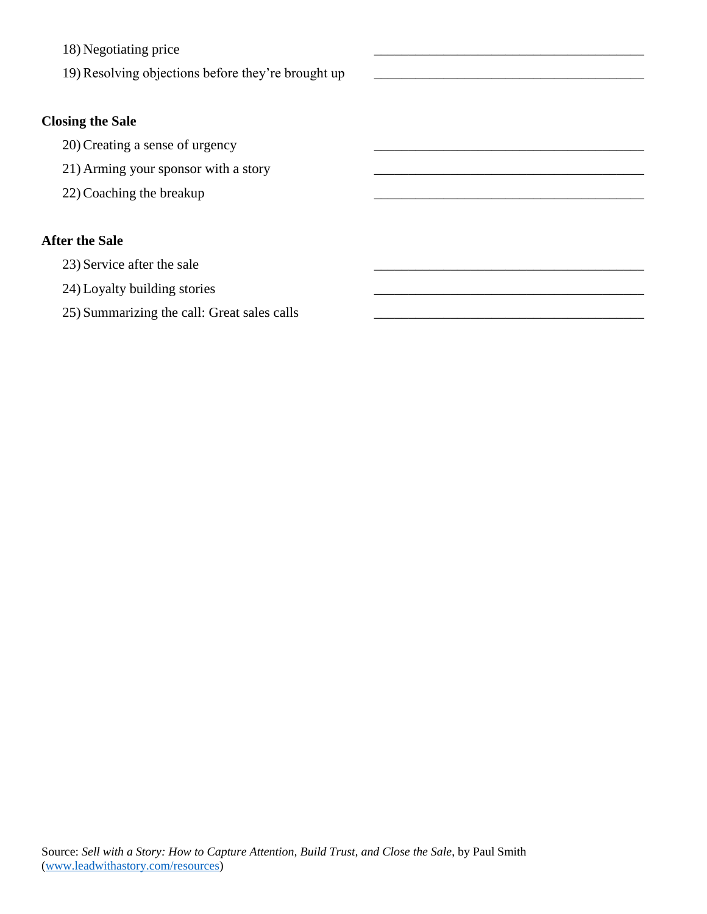18) Negotiating price ________________________________________

19) Resolving objections before they're brought up ________________________________________

**Closing the Sale**

20) Creating a sense of urgency ________________________________________

21) Arming your sponsor with a story ________________________________________

22) Coaching the breakup ________________________________________

**After the Sale**

23) Service after the sale ________________________________________

24) Loyalty building stories ________________________________________

25) Summarizing the call: Great sales calls ________________________________________

Source: *Sell with a Story: How to Capture Attention, Build Trust, and Close the Sale,* by Paul Smith (www.leadwithastory.com/resources)